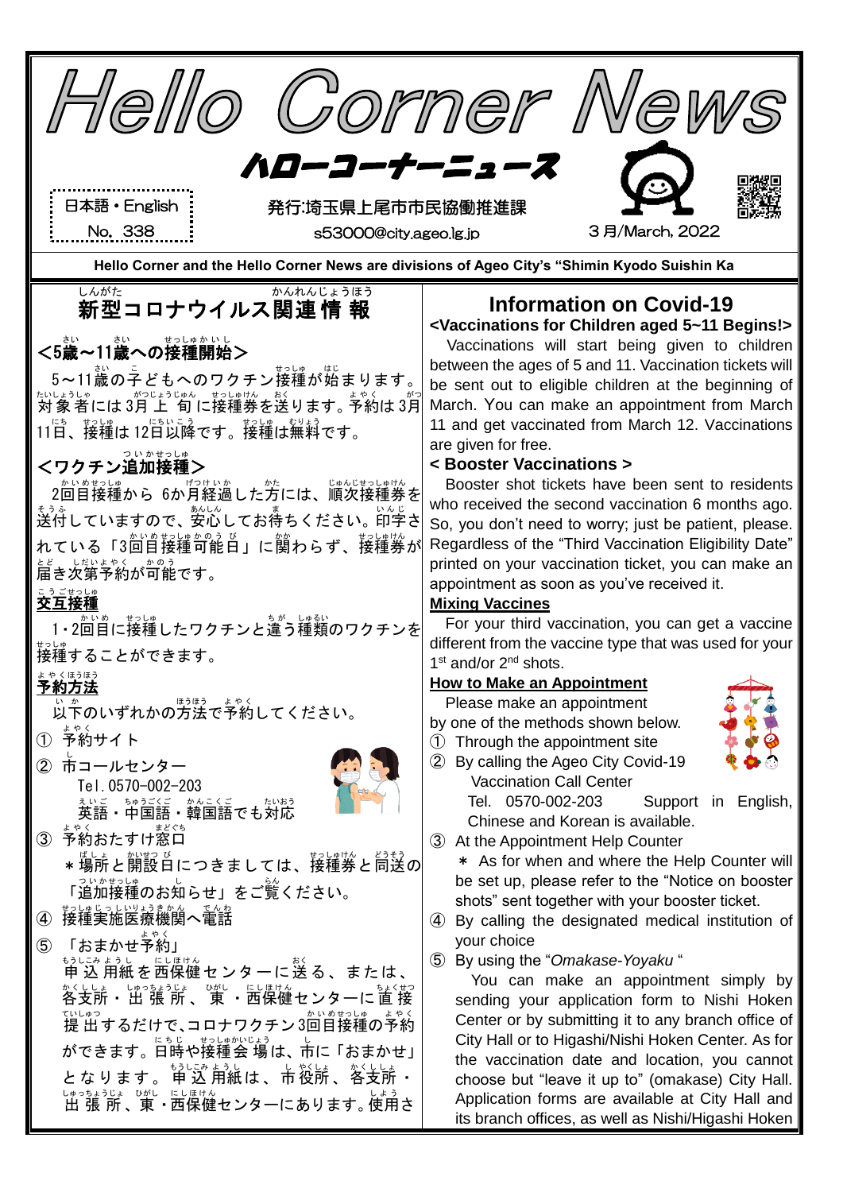# Hello Corner News

## ハローコーナーニュース

日本語・English
No. 338

発行:埼玉県上尾市市民協働推進課
s53000@city.ageo.lg.jp

3月/March, 2022

**Hello Corner and the Hello Corner News are divisions of Ageo City's "Shimin Kyodo Suishin Ka**

## 新型コロナウイルス関連情報

### <5歳～11歳への接種開始>

5～11歳の子どもへのワクチン接種が始まります。対象者には3月上旬に接種券を送ります。予約は3月11日、接種は12日以降です。接種は無料です。

### <ワクチン追加接種>

2回目接種から 6か月経過した方には、順次接種券を送付していますので、安心してお待ちください。印字されている「3回目接種可能日」に関わらず、接種券が届き次第予約が可能です。

**交互接種**

1・2回目に接種したワクチンと違う種類のワクチンを接種することができます。

**予約方法**

以下のいずれかの方法で予約してください。

① 予約サイト

② 市コールセンター
Tel. 0570-002-203
英語・中国語・韓国語でも対応

③ 予約おたすけ窓口
＊場所と開設日につきましては、接種券と同送の「追加接種のお知らせ」をご覧ください。

④ 接種実施医療機関へ電話

⑤ 「おまかせ予約」
申込用紙を西保健センターに送る、または、各支所・出張所、東・西保健センターに直接提出するだけで、コロナワクチン3回目接種の予約ができます。日時や接種会場は、市に「おまかせ」となります。申込用紙は、市役所、各支所・出張所、東・西保健センターにあります。使用さ

## Information on Covid-19

**<Vaccinations for Children aged 5~11 Begins!>**

Vaccinations will start being given to children between the ages of 5 and 11. Vaccination tickets will be sent out to eligible children at the beginning of March. You can make an appointment from March 11 and get vaccinated from March 12. Vaccinations are given for free.

**< Booster Vaccinations >**

Booster shot tickets have been sent to residents who received the second vaccination 6 months ago. So, you don't need to worry; just be patient, please. Regardless of the "Third Vaccination Eligibility Date" printed on your vaccination ticket, you can make an appointment as soon as you've received it.

**Mixing Vaccines**

For your third vaccination, you can get a vaccine different from the vaccine type that was used for your 1st and/or 2nd shots.

**How to Make an Appointment**

Please make an appointment by one of the methods shown below.

① Through the appointment site

② By calling the Ageo City Covid-19 Vaccination Call Center
Tel. 0570-002-203 Support in English, Chinese and Korean is available.

③ At the Appointment Help Counter
＊ As for when and where the Help Counter will be set up, please refer to the "Notice on booster shots" sent together with your booster ticket.

④ By calling the designated medical institution of your choice

⑤ By using the "*Omakase-Yoyaku* "
You can make an appointment simply by sending your application form to Nishi Hoken Center or by submitting it to any branch office of City Hall or to Higashi/Nishi Hoken Center. As for the vaccination date and location, you cannot choose but "leave it up to" (omakase) City Hall. Application forms are available at City Hall and its branch offices, as well as Nishi/Higashi Hoken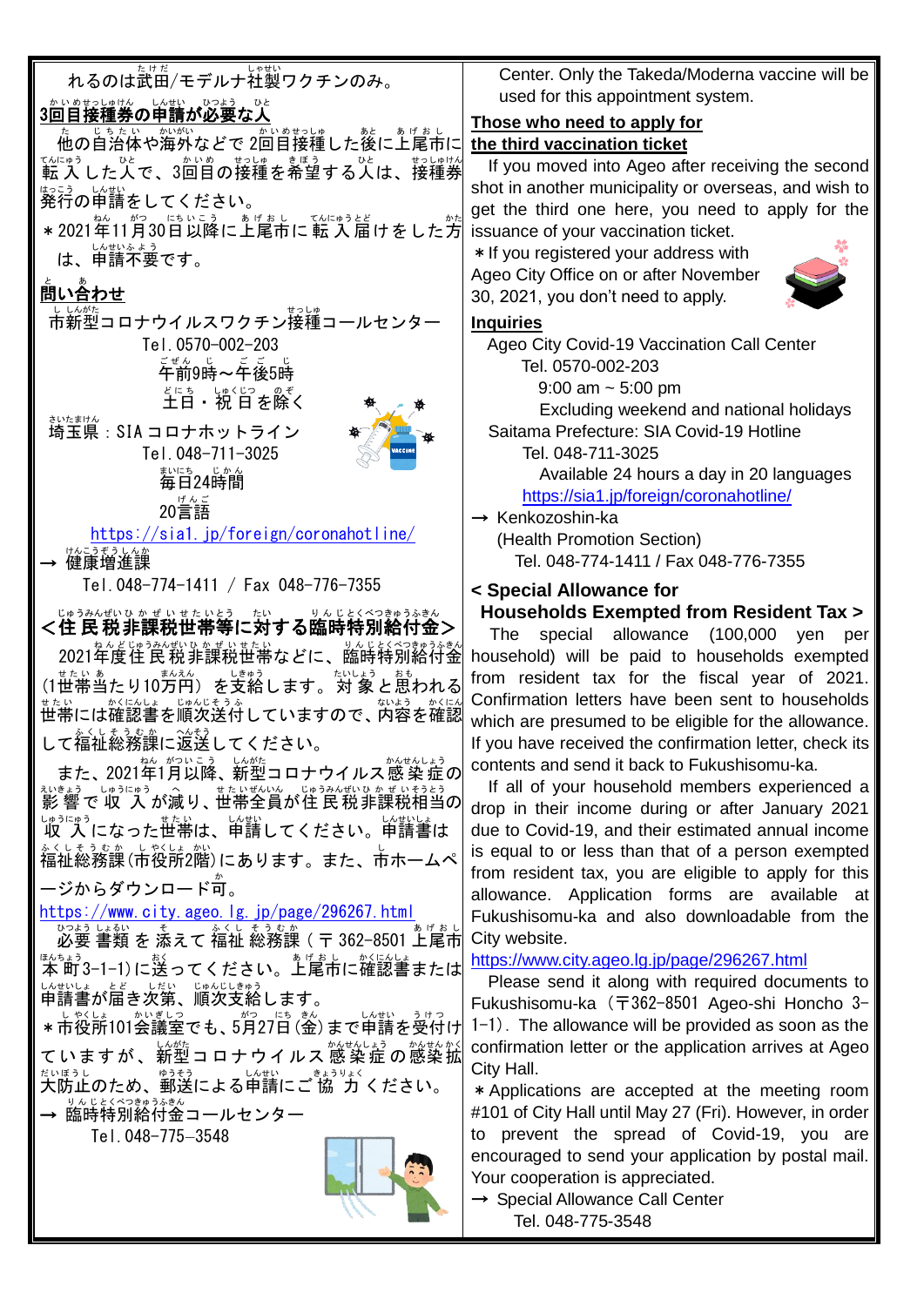れるのは武田/モデルナ社製ワクチンのみ。

**3回目接種券の申請が必要な人**

他の自治体や海外などで2回目接種した後に上尾市に転入した人で、3回目の接種を希望する人は、接種券発行の申請をしてください。

＊2021年11月30日以降に上尾市に転入届けをした方は、申請不要です。

**問い合わせ**

市新型コロナウイルスワクチン接種コールセンター
Tel.0570-002-203
午前9時～午後5時
土日・祝日を除く

埼玉県：SIAコロナホットライン
Tel.048-711-3025
毎日24時間
20言語
https://sia1.jp/foreign/coronahotline/

→ 健康増進課
Tel.048-774-1411 / Fax 048-776-7355

## <住民税非課税世帯等に対する臨時特別給付金>

2021年度住民税非課税世帯などに、臨時特別給付金(1世帯当たり10万円)を支給します。対象と思われる世帯には確認書を順次送付していますので、内容を確認して福祉総務課に返送してください。

また、2021年1月以降、新型コロナウイルス感染症の影響で収入が減り、世帯全員が住民税非課税相当の収入になった世帯は、申請してください。申請書は福祉総務課(市役所2階)にあります。また、市ホームページからダウンロード可。
https://www.city.ageo.lg.jp/page/296267.html

必要書類を添えて福祉総務課(〒362-8501 上尾市本町3-1-1)に送ってください。上尾市に確認書または申請書が届き次第、順次支給します。

＊市役所101会議室でも、5月27日(金)まで申請を受付けていますが、新型コロナウイルス感染症の感染拡大防止のため、郵送による申請にご協力ください。

→ 臨時特別給付金コールセンター
Tel.048-775-3548

Center. Only the Takeda/Moderna vaccine will be used for this appointment system.

**Those who need to apply for the third vaccination ticket**

If you moved into Ageo after receiving the second shot in another municipality or overseas, and wish to get the third one here, you need to apply for the issuance of your vaccination ticket.

＊If you registered your address with Ageo City Office on or after November 30, 2021, you don't need to apply.

**Inquiries**

Ageo City Covid-19 Vaccination Call Center
Tel. 0570-002-203
9:00 am ~ 5:00 pm
Excluding weekend and national holidays

Saitama Prefecture: SIA Covid-19 Hotline
Tel. 048-711-3025
Available 24 hours a day in 20 languages
https://sia1.jp/foreign/coronahotline/

→ Kenkozoshin-ka
(Health Promotion Section)
Tel. 048-774-1411 / Fax 048-776-7355

## < Special Allowance for Households Exempted from Resident Tax >

The special allowance (100,000 yen per household) will be paid to households exempted from resident tax for the fiscal year of 2021. Confirmation letters have been sent to households which are presumed to be eligible for the allowance. If you have received the confirmation letter, check its contents and send it back to Fukushisomu-ka.

If all of your household members experienced a drop in their income during or after January 2021 due to Covid-19, and their estimated annual income is equal to or less than that of a person exempted from resident tax, you are eligible to apply for this allowance. Application forms are available at Fukushisomu-ka and also downloadable from the City website.
https://www.city.ageo.lg.jp/page/296267.html

Please send it along with required documents to Fukushisomu-ka（〒362-8501 Ageo-shi Honcho 3-1-1）. The allowance will be provided as soon as the confirmation letter or the application arrives at Ageo City Hall.

＊Applications are accepted at the meeting room #101 of City Hall until May 27 (Fri). However, in order to prevent the spread of Covid-19, you are encouraged to send your application by postal mail. Your cooperation is appreciated.

→ Special Allowance Call Center
Tel. 048-775-3548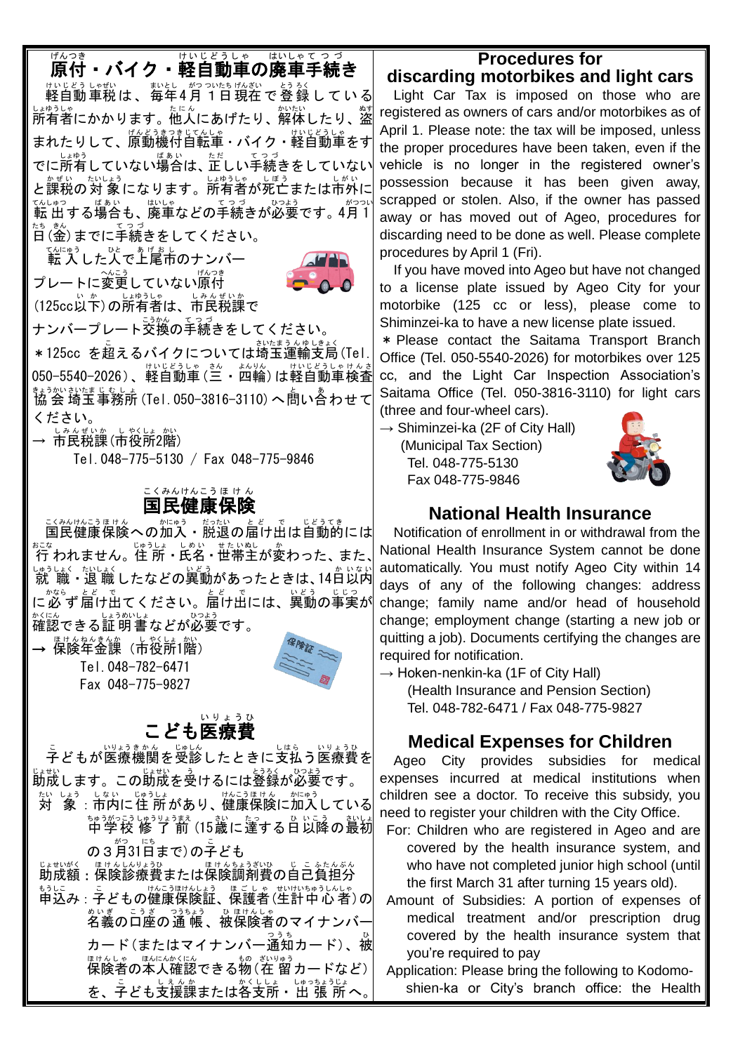## 原付・バイク・軽自動車の廃車手続き

軽自動車税は、毎年4月1日現在で登録している所有者にかかります。他人にあげたり、解体したり、盗まれたりして、原動機付自転車・バイク・軽自動車をすでに所有していない場合は、正しい手続きをしていないと課税の対象になります。所有者が死亡または市外に転出する場合も、廃車などの手続きが必要です。4月1日(金)までに手続きをしてください。

転入した人で上尾市のナンバープレートに変更していない原付(125cc以下)の所有者は、市民税課でナンバープレート交換の手続きをしてください。

*125cc を超えるバイクについては埼玉運輸支局(Tel. 050-5540-2026)、軽自動車(三・四輪)は軽自動車検査協会埼玉事務所(Tel. 050-3816-3110)へ問い合わせてください。

→ 市民税課(市役所2階)
Tel. 048-775-5130 / Fax 048-775-9846

## 国民健康保険

国民健康保険への加入・脱退の届け出は自動的には行われません。住所・氏名・世帯主が変わった、また、就職・退職したなどの異動があったときは、14日以内に必ず届け出てください。届け出には、異動の事実が確認できる証明書などが必要です。

→ 保険年金課(市役所1階)
Tel. 048-782-6471
Fax 048-775-9827

## こども医療費

子どもが医療機関を受診したときに支払う医療費を助成します。この助成を受けるには登録が必要です。

対　象：市内に住所があり、健康保険に加入している中学校修了前(15歳に達する日以降の最初の3月31日まで)の子ども

助成額：保険診療費または保険調剤費の自己負担分

申込み：子どもの健康保険証、保護者(生計中心者)の名義の口座の通帳、被保険者のマイナンバーカード(またはマイナンバー通知カード)、被保険者の本人確認できる物(在留カードなど)を、子ども支援課または各支所・出張所へ。

## Procedures for discarding motorbikes and light cars

Light Car Tax is imposed on those who are registered as owners of cars and/or motorbikes as of April 1. Please note: the tax will be imposed, unless the proper procedures have been taken, even if the vehicle is no longer in the registered owner's possession because it has been given away, scrapped or stolen. Also, if the owner has passed away or has moved out of Ageo, procedures for discarding need to be done as well. Please complete procedures by April 1 (Fri).

If you have moved into Ageo but have not changed to a license plate issued by Ageo City for your motorbike (125 cc or less), please come to Shiminzei-ka to have a new license plate issued.

* Please contact the Saitama Transport Branch Office (Tel. 050-5540-2026) for motorbikes over 125 cc, and the Light Car Inspection Association's Saitama Office (Tel. 050-3816-3110) for light cars (three and four-wheel cars).

→ Shiminzei-ka (2F of City Hall)
(Municipal Tax Section)
Tel. 048-775-5130
Fax 048-775-9846

## National Health Insurance

Notification of enrollment in or withdrawal from the National Health Insurance System cannot be done automatically. You must notify Ageo City within 14 days of any of the following changes: address change; family name and/or head of household change; employment change (starting a new job or quitting a job). Documents certifying the changes are required for notification.

→ Hoken-nenkin-ka (1F of City Hall)
(Health Insurance and Pension Section)
Tel. 048-782-6471 / Fax 048-775-9827

## Medical Expenses for Children

Ageo City provides subsidies for medical expenses incurred at medical institutions when children see a doctor. To receive this subsidy, you need to register your children with the City Office.

For: Children who are registered in Ageo and are covered by the health insurance system, and who have not completed junior high school (until the first March 31 after turning 15 years old).

Amount of Subsidies: A portion of expenses of medical treatment and/or prescription drug covered by the health insurance system that you're required to pay

Application: Please bring the following to Kodomo-shien-ka or City's branch office: the Health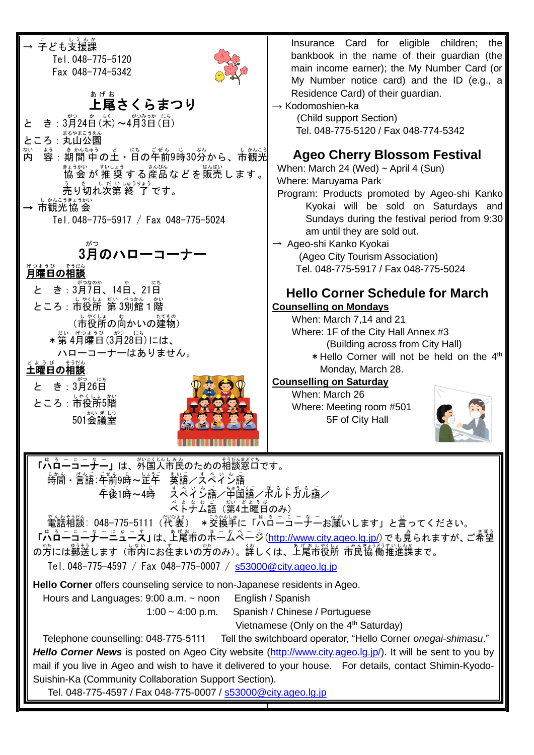→ 子ども支援課
Tel. 048-775-5120
Fax 048-774-5342

## 上尾さくらまつり

と　き：3月24日(木)～4月3日(日)
ところ：丸山公園
内　容：期間中の土・日の午前9時30分から、市観光協会が推奨する産品などを販売します。売り切れ次第終了です。
→ 市観光協会
Tel. 048-775-5917 / Fax 048-775-5024

## 3月のハローコーナー

**月曜日の相談**
と　き：3月7日、14日、21日
ところ：市役所 第3別館１階
（市役所の向かいの建物）
＊第4月曜日(3月28日)には、ハローコーナーはありません。

**土曜日の相談**
と　き：3月26日
ところ：市役所5階
501会議室

Insurance Card for eligible children; the bankbook in the name of their guardian (the main income earner); the My Number Card (or My Number notice card) and the ID (e.g., a Residence Card) of their guardian.
→ Kodomoshien-ka
(Child support Section)
Tel. 048-775-5120 / Fax 048-774-5342

## Ageo Cherry Blossom Festival

When: March 24 (Wed) ~ April 4 (Sun)
Where: Maruyama Park
Program: Products promoted by Ageo-shi Kanko Kyokai will be sold on Saturdays and Sundays during the festival period from 9:30 am until they are sold out.
→ Ageo-shi Kanko Kyokai
(Ageo City Tourism Association)
Tel. 048-775-5917 / Fax 048-775-5024

## Hello Corner Schedule for March

**Counselling on Mondays**
When: March 7,14 and 21
Where: 1F of the City Hall Annex #3
(Building across from City Hall)
＊Hello Corner will not be held on the 4th Monday, March 28.

**Counselling on Saturday**
When: March 26
Where: Meeting room #501
5F of City Hall

「ハローコーナー」は、外国人市民のための相談窓口です。
時間・言語：午前9時～正午　英語／スペイン語
午後1時～4時　スペイン語／中国語／ポルトガル語／ベトナム語（第4土曜日のみ）
電話相談：048-775-5111（代表）　＊交換手に「ハローコーナーお願いします」と言ってください。
「ハローコーナーニュース」は、上尾市のホームページ(http://www.city.ageo.lg.jp/)でも見られますが、ご希望の方には郵送します（市内にお住まいの方のみ）。詳しくは、上尾市役所 市民協働推進課まで。
Tel. 048-775-4597 / Fax 048-775-0007 / s53000@city.ageo.lg.jp

**Hello Corner** offers counseling service to non-Japanese residents in Ageo.
Hours and Languages: 9:00 a.m. ~ noon　English / Spanish
1:00 ~ 4:00 p.m.　Spanish / Chinese / Portuguese
Vietnamese (Only on the 4th Saturday)
Telephone counselling: 048-775-5111　Tell the switchboard operator, "Hello Corner *onegai-shimasu*."
***Hello Corner News*** is posted on Ageo City website (http://www.city.ageo.lg.jp/). It will be sent to you by mail if you live in Ageo and wish to have it delivered to your house. For details, contact Shimin-Kyodo-Suishin-Ka (Community Collaboration Support Section).
Tel. 048-775-4597 / Fax 048-775-0007 / s53000@city.ageo.lg.jp